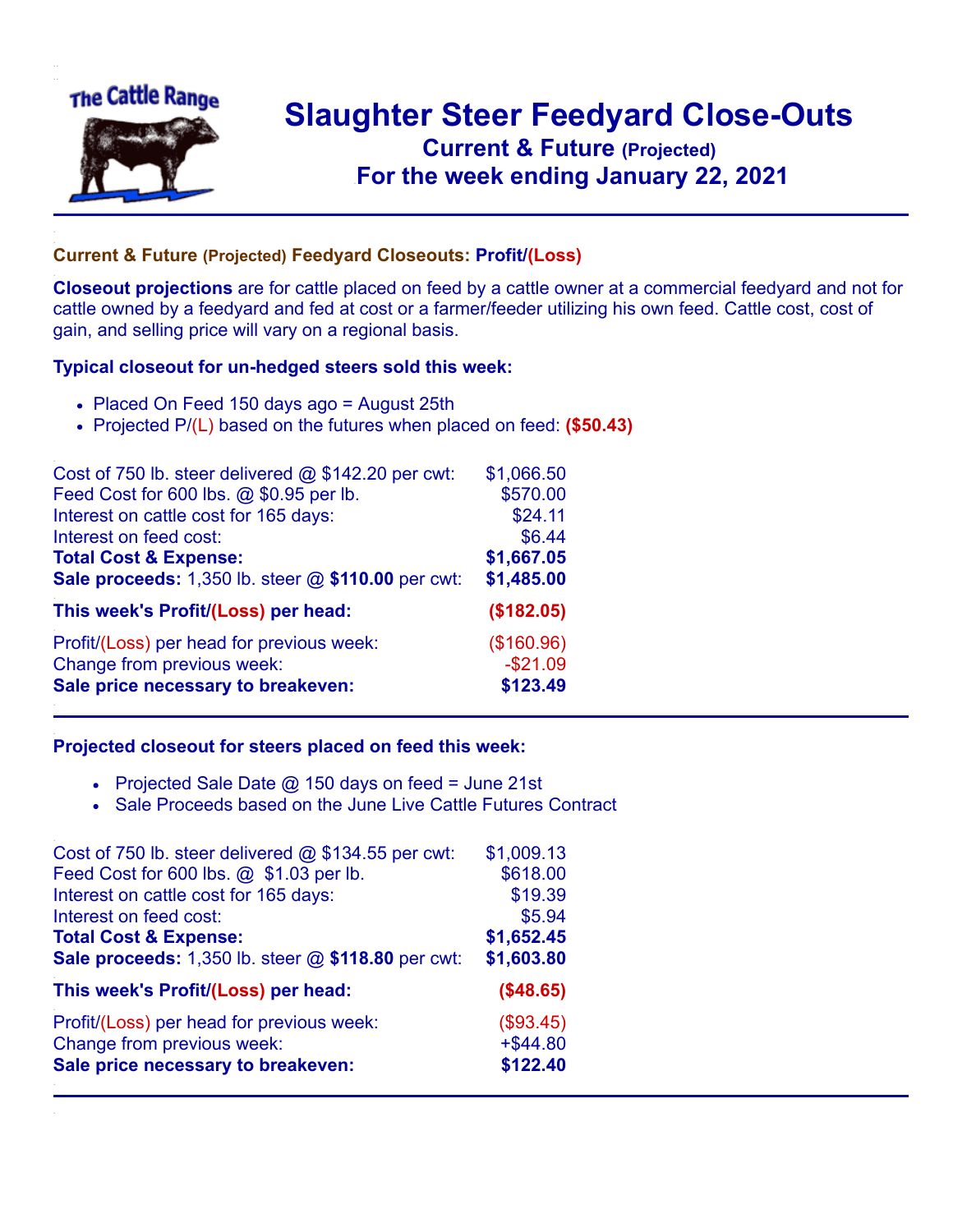# Slaughter Steer Feedyard Close-Outs

## Current & Future (Projected)

## For the week ending January 22, 2021

---

### Current & Future (Projected) Feedyard Closeouts: Profit/(Loss)

**Closeout projections** are for cattle placed on feed by a cattle owner at a commercial feedyard and not for cattle owned by a feedyard and fed at cost or a farmer/feeder utilizing his own feed. Cattle cost, cost of gain, and selling price will vary on a regional basis.

### Typical closeout for un-hedged steers sold this week:

- Placed On Feed 150 days ago = August 25th
- Projected P/(L) based on the futures when placed on feed: **($50.43)**

| | |
|---|---|
| Cost of 750 lb. steer delivered @ $142.20 per cwt: | $1,066.50 |
| Feed Cost for 600 lbs. @ $0.95 per lb. | $570.00 |
| Interest on cattle cost for 165 days: | $24.11 |
| Interest on feed cost: | $6.44 |
| **Total Cost & Expense:** | **$1,667.05** |
| **Sale proceeds:** 1,350 lb. steer @ **$110.00** per cwt: | **$1,485.00** |
| **This week's Profit/(Loss) per head:** | **($182.05)** |
| Profit/(Loss) per head for previous week: | ($160.96) |
| Change from previous week: | -$21.09 |
| **Sale price necessary to breakeven:** | **$123.49** |

---

### Projected closeout for steers placed on feed this week:

- Projected Sale Date @ 150 days on feed = June 21st
- Sale Proceeds based on the June Live Cattle Futures Contract

| | |
|---|---|
| Cost of 750 lb. steer delivered @ $134.55 per cwt: | $1,009.13 |
| Feed Cost for 600 lbs. @ $1.03 per lb. | $618.00 |
| Interest on cattle cost for 165 days: | $19.39 |
| Interest on feed cost: | $5.94 |
| **Total Cost & Expense:** | **$1,652.45** |
| **Sale proceeds:** 1,350 lb. steer @ **$118.80** per cwt: | **$1,603.80** |
| **This week's Profit/(Loss) per head:** | **($48.65)** |
| Profit/(Loss) per head for previous week: | ($93.45) |
| Change from previous week: | +$44.80 |
| **Sale price necessary to breakeven:** | **$122.40** |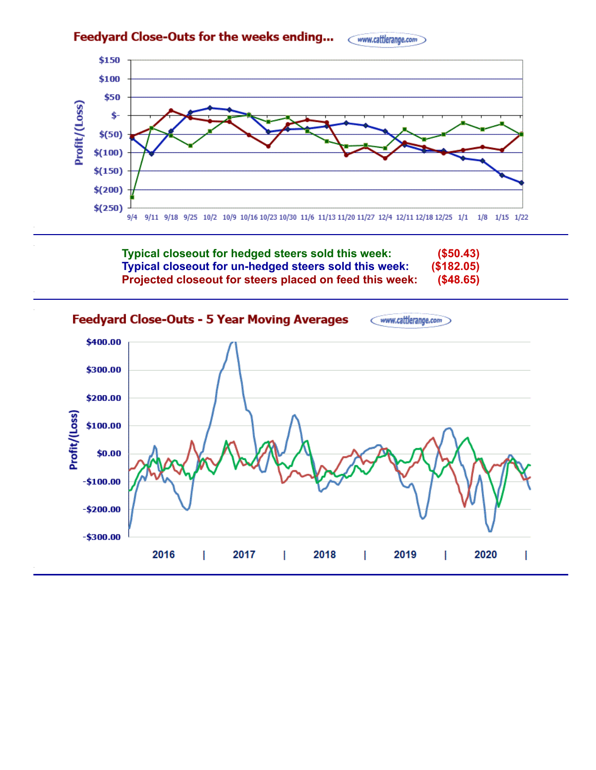## Feedyard Close-Outs for the weeks ending...

www.cattlerange.com

Profit/(Loss)

$150
$100
$50
$-
$(50)
$(100)
$(150)
$(200)
$(250)

9/4 9/11 9/18 9/25 10/2 10/9 10/16 10/23 10/30 11/6 11/13 11/20 11/27 12/4 12/11 12/18 12/25 1/1 1/8 1/15 1/22

---

| | |
|---|---|
| **Typical closeout for hedged steers sold this week:** | **($50.43)** |
| **Typical closeout for un-hedged steers sold this week:** | **($182.05)** |
| **Projected closeout for steers placed on feed this week:** | **($48.65)** |

---

## Feedyard Close-Outs - 5 Year Moving Averages

www.cattlerange.com

Profit/(Loss)

$400.00
$300.00
$200.00
$100.00
$0.00
-$100.00
-$200.00
-$300.00

2016 | 2017 | 2018 | 2019 | 2020 |